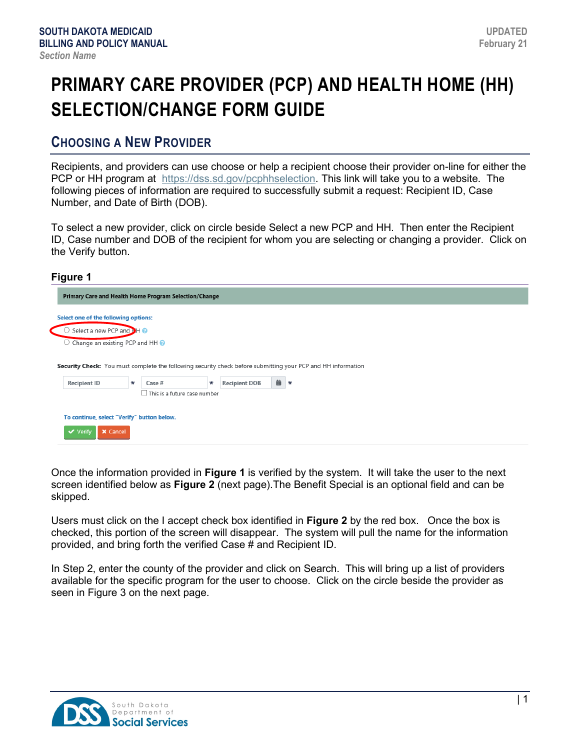# PRIMARY CARE PROVIDER (PCP) AND HEALTH HOME (HH) SELECTION/CHANGE FORM GUIDE

## Choosing a New Provider

Recipients, and providers can use choose or help a recipient choose their provider on-line for either the PCP or HH program at https://dss.sd.gov/pcphhselection. This link will take you to a website. The following pieces of information are required to successfully submit a request: Recipient ID, Case Number, and Date of Birth (DOB).

To select a new provider, click on circle beside Select a new PCP and HH. Then enter the Recipient ID, Case number and DOB of the recipient for whom you are selecting or changing a provider. Click on the Verify button.

**Figure 1**

Primary Care and Health Home Program Selection/Change

Select one of the following options:

- Select a new PCP and HH
- Change an existing PCP and HH

**Security Check:** You must complete the following security check before submitting your PCP and HH information

Recipient ID * | Case # * | Recipient DOB *

This is a future case number

To continue, select "Verify" button below.

Verify | Cancel

Once the information provided in **Figure 1** is verified by the system. It will take the user to the next screen identified below as **Figure 2** (next page).The Benefit Special is an optional field and can be skipped.

Users must click on the I accept check box identified in **Figure 2** by the red box. Once the box is checked, this portion of the screen will disappear. The system will pull the name for the information provided, and bring forth the verified Case # and Recipient ID.

In Step 2, enter the county of the provider and click on Search. This will bring up a list of providers available for the specific program for the user to choose. Click on the circle beside the provider as seen in Figure 3 on the next page.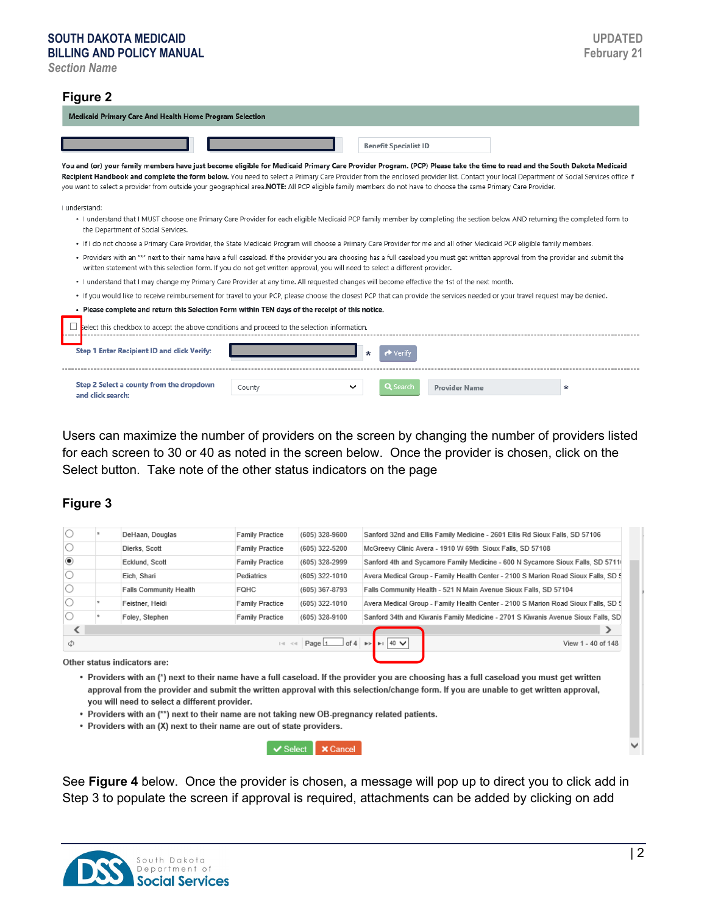## Figure 2

**Medicaid Primary Care And Health Home Program Selection**

Benefit Specialist ID

**You and (or) your family members have just become eligible for Medicaid Primary Care Provider Program. (PCP) Please take the time to read and the South Dakota Medicaid Recipient Handbook and complete the form below.** You need to select a Primary Care Provider from the enclosed provider list. Contact your local Department of Social Services office if you want to select a provider from outside your geographical area.**NOTE:** All PCP eligible family members do not have to choose the same Primary Care Provider.

I understand:

- I understand that I MUST choose one Primary Care Provider for each eligible Medicaid PCP family member by completing the section below AND returning the completed form to the Department of Social Services.
- If I do not choose a Primary Care Provider, the State Medicaid Program will choose a Primary Care Provider for me and all other Medicaid PCP eligible family members.
- Providers with an "*" next to their name have a full caseload. If the provider you are choosing has a full caseload you must get written approval from the provider and submit the written statement with this selection form. If you do not get written approval, you will need to select a different provider.
- I understand that I may change my Primary Care Provider at any time. All requested changes will become effective the 1st of the next month.
- If you would like to receive reimbursement for travel to your PCP, please choose the closest PCP that can provide the services needed or your travel request may be denied.
- **Please complete and return this Selection Form within TEN days of the receipt of this notice.**

☐ Select this checkbox to accept the above conditions and proceed to the selection information.

**Step 1 Enter Recipient ID and click Verify:** * Verify

**Step 2 Select a county from the dropdown and click search:** County Search Provider Name *

Users can maximize the number of providers on the screen by changing the number of providers listed for each screen to 30 or 40 as noted in the screen below. Once the provider is chosen, click on the Select button. Take note of the other status indicators on the page

## Figure 3

| | | | | | |
|---|---|---|---|---|---|
| ○ | * | DeHaan, Douglas | Family Practice | (605) 328-9600 | Sanford 32nd and Ellis Family Medicine - 2601 Ellis Rd Sioux Falls, SD 57106 |
| ○ | | Dierks, Scott | Family Practice | (605) 322-5200 | McGreevy Clinic Avera - 1910 W 69th Sioux Falls, SD 57108 |
| ◉ | | Ecklund, Scott | Family Practice | (605) 328-2999 | Sanford 4th and Sycamore Family Medicine - 600 N Sycamore Sioux Falls, SD 5711 |
| ○ | | Eich, Shari | Pediatrics | (605) 322-1010 | Avera Medical Group - Family Health Center - 2100 S Marion Road Sioux Falls, SD 5 |
| ○ | | Falls Community Health | FQHC | (605) 367-8793 | Falls Community Health - 521 N Main Avenue Sioux Falls, SD 57104 |
| ○ | * | Feistner, Heidi | Family Practice | (605) 322-1010 | Avera Medical Group - Family Health Center - 2100 S Marion Road Sioux Falls, SD 5 |
| ○ | * | Foley, Stephen | Family Practice | (605) 328-9100 | Sanford 34th and Kiwanis Family Medicine - 2701 S Kiwanis Avenue Sioux Falls, SD |

Page 1 of 4 | 40 | View 1 - 40 of 148

Other status indicators are:

- **Providers with an (*) next to their name have a full caseload. If the provider you are choosing has a full caseload you must get written approval from the provider and submit the written approval with this selection/change form. If you are unable to get written approval, you will need to select a different provider.**
- **Providers with an (**) next to their name are not taking new OB-pregnancy related patients.**
- **Providers with an (X) next to their name are out of state providers.**

Select | Cancel

See **Figure 4** below. Once the provider is chosen, a message will pop up to direct you to click add in Step 3 to populate the screen if approval is required, attachments can be added by clicking on add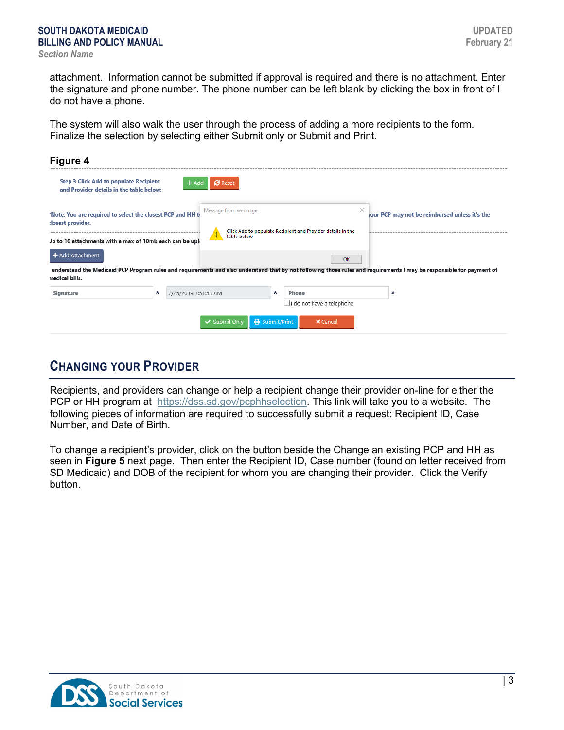attachment. Information cannot be submitted if approval is required and there is no attachment. Enter the signature and phone number. The phone number can be left blank by clicking the box in front of I do not have a phone.

The system will also walk the user through the process of adding a more recipients to the form. Finalize the selection by selecting either Submit only or Submit and Print.

### Figure 4

## CHANGING YOUR PROVIDER

Recipients, and providers can change or help a recipient change their provider on-line for either the PCP or HH program at https://dss.sd.gov/pcphhselection. This link will take you to a website. The following pieces of information are required to successfully submit a request: Recipient ID, Case Number, and Date of Birth.

To change a recipient's provider, click on the button beside the Change an existing PCP and HH as seen in **Figure 5** next page. Then enter the Recipient ID, Case number (found on letter received from SD Medicaid) and DOB of the recipient for whom you are changing their provider. Click the Verify button.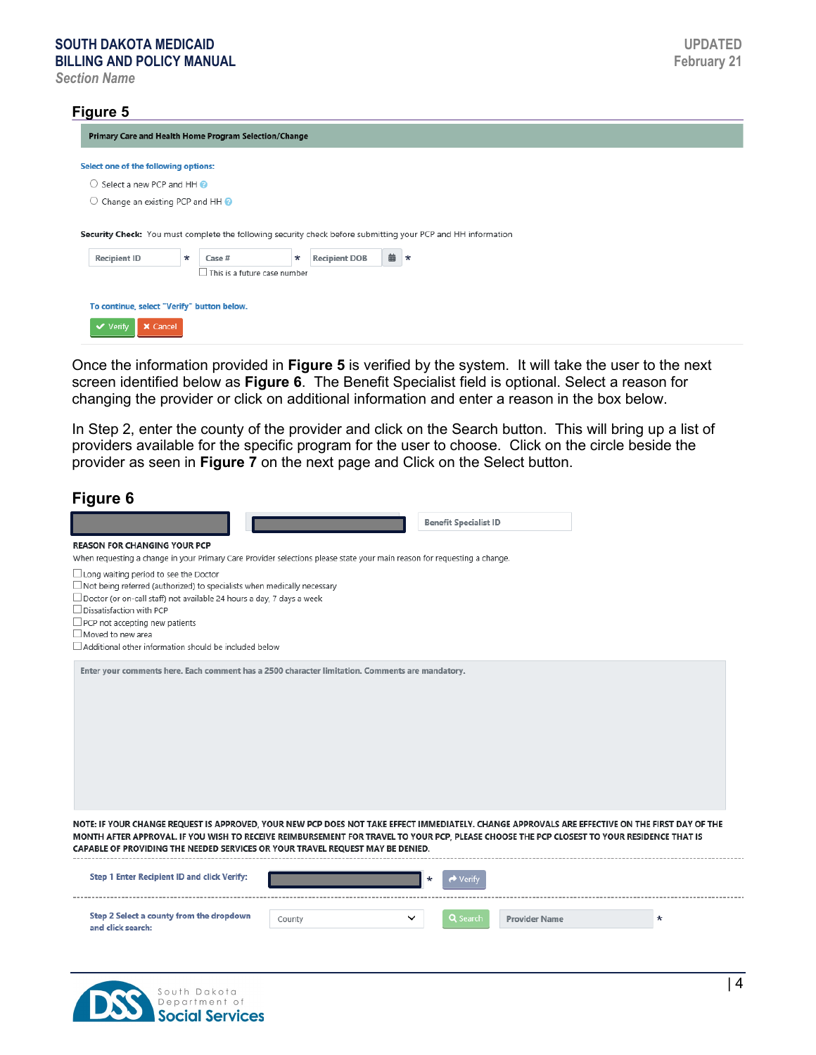## Figure 5

**Primary Care and Health Home Program Selection/Change**

Select one of the following options:

- Select a new PCP and HH
- Change an existing PCP and HH

**Security Check:** You must complete the following security check before submitting your PCP and HH information

Recipient ID * Case # * Recipient DOB *

This is a future case number

To continue, select "Verify" button below.

Verify Cancel

Once the information provided in **Figure 5** is verified by the system. It will take the user to the next screen identified below as **Figure 6**. The Benefit Specialist field is optional. Select a reason for changing the provider or click on additional information and enter a reason in the box below.

In Step 2, enter the county of the provider and click on the Search button. This will bring up a list of providers available for the specific program for the user to choose. Click on the circle beside the provider as seen in **Figure 7** on the next page and Click on the Select button.

## Figure 6

Benefit Specialist ID

**REASON FOR CHANGING YOUR PCP**

When requesting a change in your Primary Care Provider selections please state your main reason for requesting a change.

- Long waiting period to see the Doctor
- Not being referred (authorized) to specialists when medically necessary
- Doctor (or on-call staff) not available 24 hours a day, 7 days a week
- Dissatisfaction with PCP
- PCP not accepting new patients
- Moved to new area
- Additional other information should be included below

Enter your comments here. Each comment has a 2500 character limitation. Comments are mandatory.

NOTE: IF YOUR CHANGE REQUEST IS APPROVED, YOUR NEW PCP DOES NOT TAKE EFFECT IMMEDIATELY. CHANGE APPROVALS ARE EFFECTIVE ON THE FIRST DAY OF THE MONTH AFTER APPROVAL. IF YOU WISH TO RECEIVE REIMBURSEMENT FOR TRAVEL TO YOUR PCP, PLEASE CHOOSE THE PCP CLOSEST TO YOUR RESIDENCE THAT IS CAPABLE OF PROVIDING THE NEEDED SERVICES OR YOUR TRAVEL REQUEST MAY BE DENIED.

Step 1 Enter Recipient ID and click Verify: * Verify

Step 2 Select a county from the dropdown and click search: County Search Provider Name *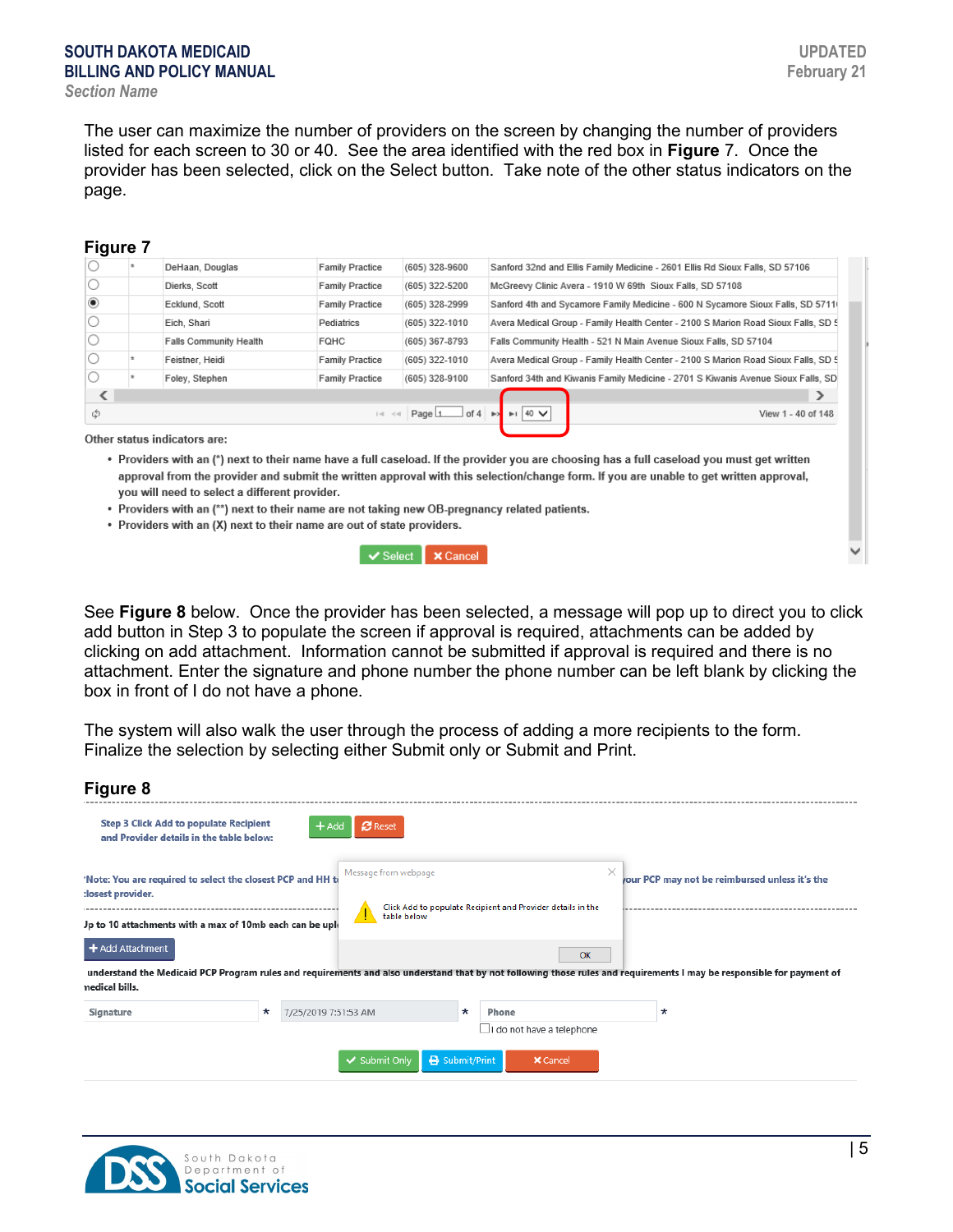The user can maximize the number of providers on the screen by changing the number of providers listed for each screen to 30 or 40. See the area identified with the red box in **Figure** 7. Once the provider has been selected, click on the Select button. Take note of the other status indicators on the page.

**Figure 7**

| | | | | | |
|---|---|---|---|---|---|
| ○ | * | DeHaan, Douglas | Family Practice | (605) 328-9600 | Sanford 32nd and Ellis Family Medicine - 2601 Ellis Rd Sioux Falls, SD 57106 |
| ○ | | Dierks, Scott | Family Practice | (605) 322-5200 | McGreevy Clinic Avera - 1910 W 69th Sioux Falls, SD 57108 |
| ◉ | | Ecklund, Scott | Family Practice | (605) 328-2999 | Sanford 4th and Sycamore Family Medicine - 600 N Sycamore Sioux Falls, SD 5711 |
| ○ | | Eich, Shari | Pediatrics | (605) 322-1010 | Avera Medical Group - Family Health Center - 2100 S Marion Road Sioux Falls, SD 5 |
| ○ | | Falls Community Health | FQHC | (605) 367-8793 | Falls Community Health - 521 N Main Avenue Sioux Falls, SD 57104 |
| ○ | * | Feistner, Heidi | Family Practice | (605) 322-1010 | Avera Medical Group - Family Health Center - 2100 S Marion Road Sioux Falls, SD 5 |
| ○ | * | Foley, Stephen | Family Practice | (605) 328-9100 | Sanford 34th and Kiwanis Family Medicine - 2701 S Kiwanis Avenue Sioux Falls, SD |

Page 1 of 4 | 40 | View 1 - 40 of 148

**Other status indicators are:**

- **Providers with an (*) next to their name have a full caseload. If the provider you are choosing has a full caseload you must get written approval from the provider and submit the written approval with this selection/change form. If you are unable to get written approval, you will need to select a different provider.**
- **Providers with an (**) next to their name are not taking new OB-pregnancy related patients.**
- **Providers with an (X) next to their name are out of state providers.**

✔ Select ✖ Cancel

See **Figure 8** below. Once the provider has been selected, a message will pop up to direct you to click add button in Step 3 to populate the screen if approval is required, attachments can be added by clicking on add attachment. Information cannot be submitted if approval is required and there is no attachment. Enter the signature and phone number the phone number can be left blank by clicking the box in front of I do not have a phone.

The system will also walk the user through the process of adding a more recipients to the form. Finalize the selection by selecting either Submit only or Submit and Print.

**Figure 8**

Step 3 Click Add to populate Recipient and Provider details in the table below: + Add ↻ Reset

*Note: You are required to select the closest PCP and HH t... your PCP may not be reimbursed unless it's the closest provider.

Message from webpage

Click Add to populate Recipient and Provider details in the table below

OK

Up to 10 attachments with a max of 10mb each can be upl...

+ Add Attachment

I understand the Medicaid PCP Program rules and requirements and also understand that by not following those rules and requirements I may be responsible for payment of medical bills.

Signature * | 7/25/2019 7:51:53 AM * | Phone *

☐ I do not have a telephone

✔ Submit Only | Submit/Print | ✖ Cancel